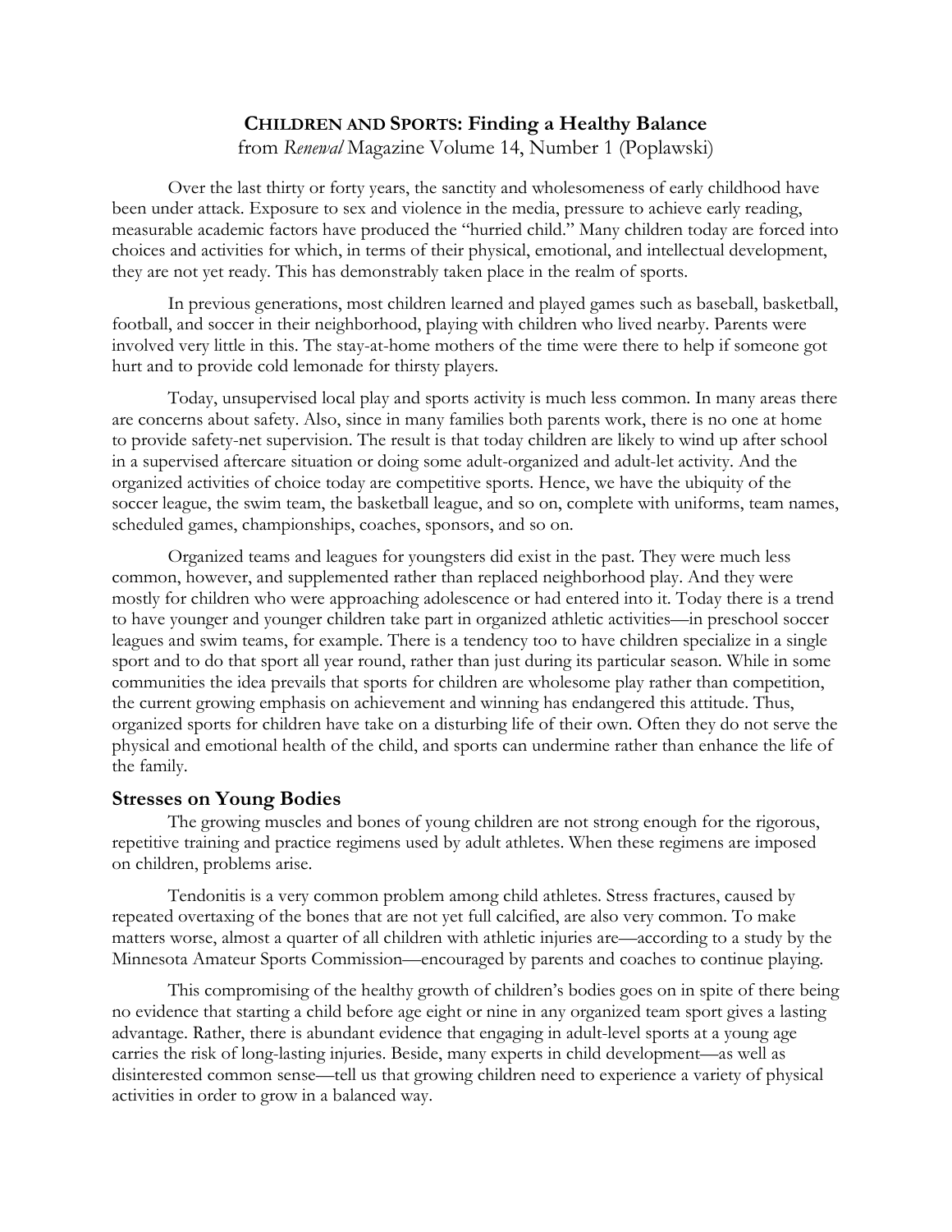# **Children and Sports: Finding a Healthy Balance**

from *Renewal* Magazine Volume 14, Number 1 (Poplawski)

Over the last thirty or forty years, the sanctity and wholesomeness of early childhood have been under attack. Exposure to sex and violence in the media, pressure to achieve early reading, measurable academic factors have produced the "hurried child." Many children today are forced into choices and activities for which, in terms of their physical, emotional, and intellectual development, they are not yet ready. This has demonstrably taken place in the realm of sports.

In previous generations, most children learned and played games such as baseball, basketball, football, and soccer in their neighborhood, playing with children who lived nearby. Parents were involved very little in this. The stay-at-home mothers of the time were there to help if someone got hurt and to provide cold lemonade for thirsty players.

Today, unsupervised local play and sports activity is much less common. In many areas there are concerns about safety. Also, since in many families both parents work, there is no one at home to provide safety-net supervision. The result is that today children are likely to wind up after school in a supervised aftercare situation or doing some adult-organized and adult-let activity. And the organized activities of choice today are competitive sports. Hence, we have the ubiquity of the soccer league, the swim team, the basketball league, and so on, complete with uniforms, team names, scheduled games, championships, coaches, sponsors, and so on.

Organized teams and leagues for youngsters did exist in the past. They were much less common, however, and supplemented rather than replaced neighborhood play. And they were mostly for children who were approaching adolescence or had entered into it. Today there is a trend to have younger and younger children take part in organized athletic activities—in preschool soccer leagues and swim teams, for example. There is a tendency too to have children specialize in a single sport and to do that sport all year round, rather than just during its particular season. While in some communities the idea prevails that sports for children are wholesome play rather than competition, the current growing emphasis on achievement and winning has endangered this attitude. Thus, organized sports for children have take on a disturbing life of their own. Often they do not serve the physical and emotional health of the child, and sports can undermine rather than enhance the life of the family.

## Stresses on Young Bodies

The growing muscles and bones of young children are not strong enough for the rigorous, repetitive training and practice regimens used by adult athletes. When these regimens are imposed on children, problems arise.

Tendonitis is a very common problem among child athletes. Stress fractures, caused by repeated overtaxing of the bones that are not yet full calcified, are also very common. To make matters worse, almost a quarter of all children with athletic injuries are—according to a study by the Minnesota Amateur Sports Commission—encouraged by parents and coaches to continue playing.

This compromising of the healthy growth of children's bodies goes on in spite of there being no evidence that starting a child before age eight or nine in any organized team sport gives a lasting advantage. Rather, there is abundant evidence that engaging in adult-level sports at a young age carries the risk of long-lasting injuries. Beside, many experts in child development—as well as disinterested common sense—tell us that growing children need to experience a variety of physical activities in order to grow in a balanced way.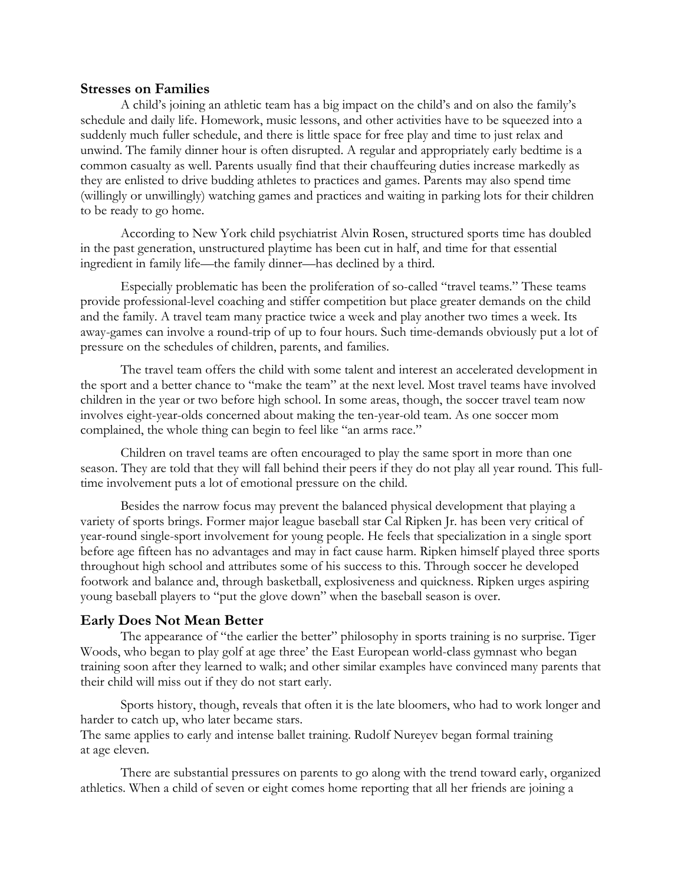## Stresses on Families

A child's joining an athletic team has a big impact on the child's and on also the family's schedule and daily life. Homework, music lessons, and other activities have to be squeezed into a suddenly much fuller schedule, and there is little space for free play and time to just relax and unwind. The family dinner hour is often disrupted. A regular and appropriately early bedtime is a common casualty as well. Parents usually find that their chauffeuring duties increase markedly as they are enlisted to drive budding athletes to practices and games. Parents may also spend time (willingly or unwillingly) watching games and practices and waiting in parking lots for their children to be ready to go home.

According to New York child psychiatrist Alvin Rosen, structured sports time has doubled in the past generation, unstructured playtime has been cut in half, and time for that essential ingredient in family life—the family dinner—has declined by a third.

Especially problematic has been the proliferation of so-called "travel teams." These teams provide professional-level coaching and stiffer competition but place greater demands on the child and the family. A travel team many practice twice a week and play another two times a week. Its away-games can involve a round-trip of up to four hours. Such time-demands obviously put a lot of pressure on the schedules of children, parents, and families.

The travel team offers the child with some talent and interest an accelerated development in the sport and a better chance to "make the team" at the next level. Most travel teams have involved children in the year or two before high school. In some areas, though, the soccer travel team now involves eight-year-olds concerned about making the ten-year-old team. As one soccer mom complained, the whole thing can begin to feel like "an arms race."

Children on travel teams are often encouraged to play the same sport in more than one season. They are told that they will fall behind their peers if they do not play all year round. This full-time involvement puts a lot of emotional pressure on the child.

Besides the narrow focus may prevent the balanced physical development that playing a variety of sports brings. Former major league baseball star Cal Ripken Jr. has been very critical of year-round single-sport involvement for young people. He feels that specialization in a single sport before age fifteen has no advantages and may in fact cause harm. Ripken himself played three sports throughout high school and attributes some of his success to this. Through soccer he developed footwork and balance and, through basketball, explosiveness and quickness. Ripken urges aspiring young baseball players to "put the glove down" when the baseball season is over.

## Early Does Not Mean Better

The appearance of "the earlier the better" philosophy in sports training is no surprise. Tiger Woods, who began to play golf at age three' the East European world-class gymnast who began training soon after they learned to walk; and other similar examples have convinced many parents that their child will miss out if they do not start early.

Sports history, though, reveals that often it is the late bloomers, who had to work longer and harder to catch up, who later became stars.

The same applies to early and intense ballet training. Rudolf Nureyev began formal training at age eleven.

There are substantial pressures on parents to go along with the trend toward early, organized athletics. When a child of seven or eight comes home reporting that all her friends are joining a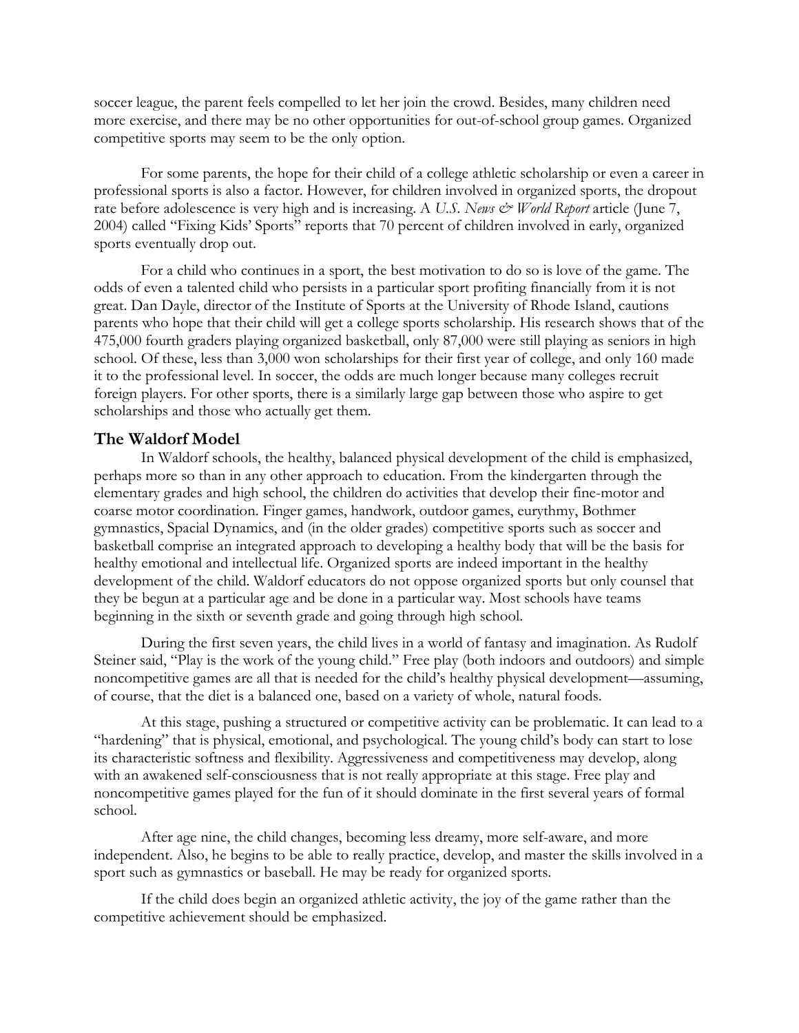soccer league, the parent feels compelled to let her join the crowd. Besides, many children need more exercise, and there may be no other opportunities for out-of-school group games. Organized competitive sports may seem to be the only option.

For some parents, the hope for their child of a college athletic scholarship or even a career in professional sports is also a factor. However, for children involved in organized sports, the dropout rate before adolescence is very high and is increasing. A *U.S. News & World Report* article (June 7, 2004) called "Fixing Kids' Sports" reports that 70 percent of children involved in early, organized sports eventually drop out.

For a child who continues in a sport, the best motivation to do so is love of the game. The odds of even a talented child who persists in a particular sport profiting financially from it is not great. Dan Dayle, director of the Institute of Sports at the University of Rhode Island, cautions parents who hope that their child will get a college sports scholarship. His research shows that of the 475,000 fourth graders playing organized basketball, only 87,000 were still playing as seniors in high school. Of these, less than 3,000 won scholarships for their first year of college, and only 160 made it to the professional level. In soccer, the odds are much longer because many colleges recruit foreign players. For other sports, there is a similarly large gap between those who aspire to get scholarships and those who actually get them.

## The Waldorf Model

In Waldorf schools, the healthy, balanced physical development of the child is emphasized, perhaps more so than in any other approach to education. From the kindergarten through the elementary grades and high school, the children do activities that develop their fine-motor and coarse motor coordination. Finger games, handwork, outdoor games, eurythmy, Bothmer gymnastics, Spacial Dynamics, and (in the older grades) competitive sports such as soccer and basketball comprise an integrated approach to developing a healthy body that will be the basis for healthy emotional and intellectual life. Organized sports are indeed important in the healthy development of the child. Waldorf educators do not oppose organized sports but only counsel that they be begun at a particular age and be done in a particular way. Most schools have teams beginning in the sixth or seventh grade and going through high school.

During the first seven years, the child lives in a world of fantasy and imagination. As Rudolf Steiner said, "Play is the work of the young child." Free play (both indoors and outdoors) and simple noncompetitive games are all that is needed for the child's healthy physical development—assuming, of course, that the diet is a balanced one, based on a variety of whole, natural foods.

At this stage, pushing a structured or competitive activity can be problematic. It can lead to a "hardening" that is physical, emotional, and psychological. The young child's body can start to lose its characteristic softness and flexibility. Aggressiveness and competitiveness may develop, along with an awakened self-consciousness that is not really appropriate at this stage. Free play and noncompetitive games played for the fun of it should dominate in the first several years of formal school.

After age nine, the child changes, becoming less dreamy, more self-aware, and more independent. Also, he begins to be able to really practice, develop, and master the skills involved in a sport such as gymnastics or baseball. He may be ready for organized sports.

If the child does begin an organized athletic activity, the joy of the game rather than the competitive achievement should be emphasized.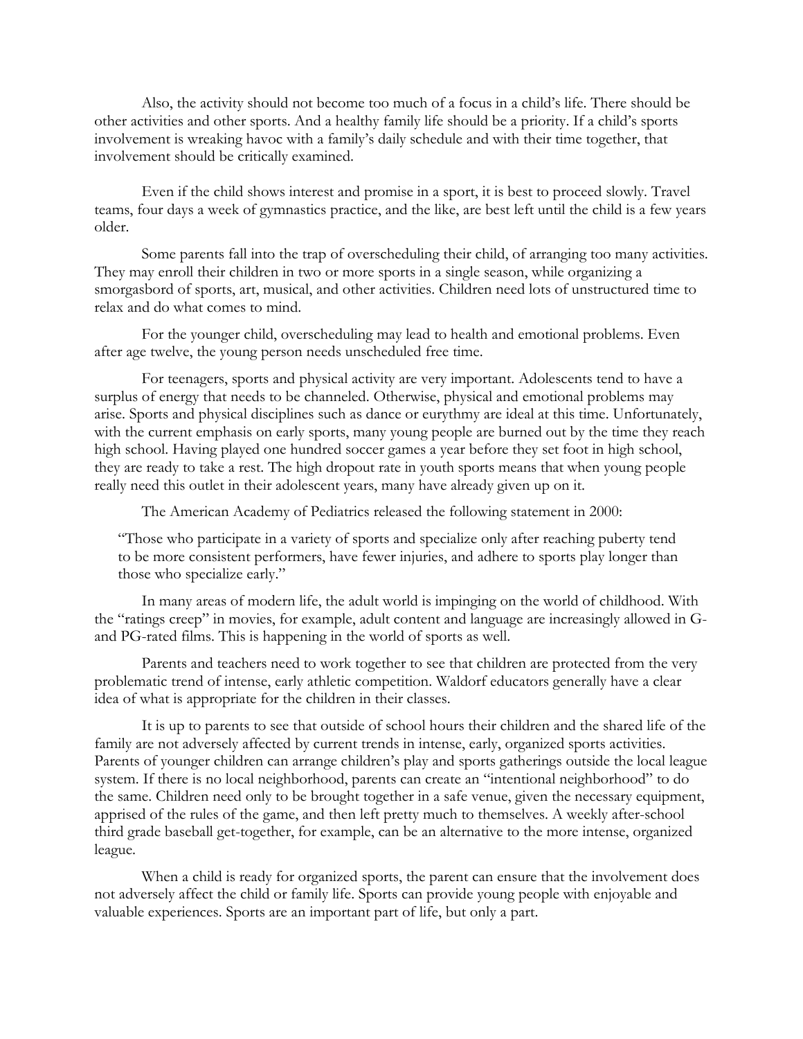Also, the activity should not become too much of a focus in a child's life. There should be other activities and other sports. And a healthy family life should be a priority. If a child's sports involvement is wreaking havoc with a family's daily schedule and with their time together, that involvement should be critically examined.

Even if the child shows interest and promise in a sport, it is best to proceed slowly. Travel teams, four days a week of gymnastics practice, and the like, are best left until the child is a few years older.

Some parents fall into the trap of overscheduling their child, of arranging too many activities. They may enroll their children in two or more sports in a single season, while organizing a smorgasbord of sports, art, musical, and other activities. Children need lots of unstructured time to relax and do what comes to mind.

For the younger child, overscheduling may lead to health and emotional problems. Even after age twelve, the young person needs unscheduled free time.

For teenagers, sports and physical activity are very important. Adolescents tend to have a surplus of energy that needs to be channeled. Otherwise, physical and emotional problems may arise. Sports and physical disciplines such as dance or eurythmy are ideal at this time. Unfortunately, with the current emphasis on early sports, many young people are burned out by the time they reach high school. Having played one hundred soccer games a year before they set foot in high school, they are ready to take a rest. The high dropout rate in youth sports means that when young people really need this outlet in their adolescent years, many have already given up on it.

The American Academy of Pediatrics released the following statement in 2000:

> "Those who participate in a variety of sports and specialize only after reaching puberty tend to be more consistent performers, have fewer injuries, and adhere to sports play longer than those who specialize early."

In many areas of modern life, the adult world is impinging on the world of childhood. With the "ratings creep" in movies, for example, adult content and language are increasingly allowed in G- and PG-rated films. This is happening in the world of sports as well.

Parents and teachers need to work together to see that children are protected from the very problematic trend of intense, early athletic competition. Waldorf educators generally have a clear idea of what is appropriate for the children in their classes.

It is up to parents to see that outside of school hours their children and the shared life of the family are not adversely affected by current trends in intense, early, organized sports activities. Parents of younger children can arrange children's play and sports gatherings outside the local league system. If there is no local neighborhood, parents can create an "intentional neighborhood" to do the same. Children need only to be brought together in a safe venue, given the necessary equipment, apprised of the rules of the game, and then left pretty much to themselves. A weekly after-school third grade baseball get-together, for example, can be an alternative to the more intense, organized league.

When a child is ready for organized sports, the parent can ensure that the involvement does not adversely affect the child or family life. Sports can provide young people with enjoyable and valuable experiences. Sports are an important part of life, but only a part.